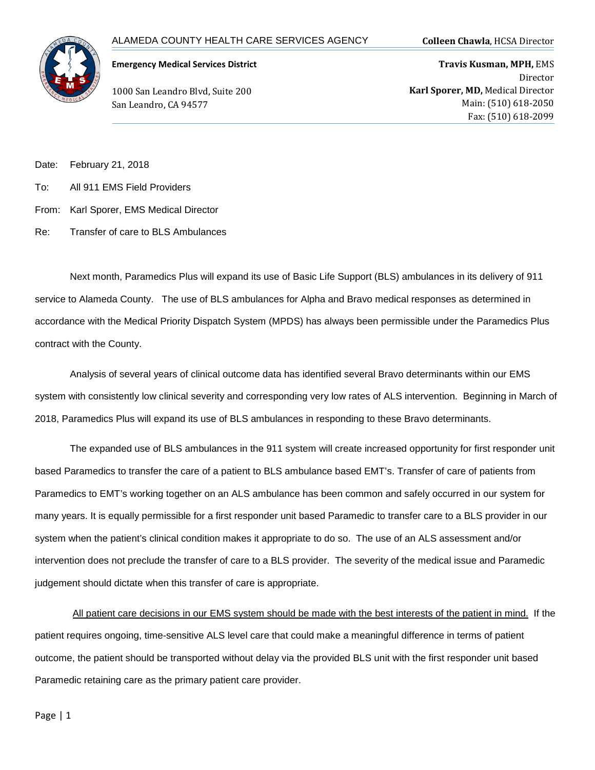ALAMEDA COUNTY HEALTH CARE SERVICES AGENCY

**Colleen Chawla**, HCSA Director

**Emergency Medical Services District**

1000 San Leandro Blvd, Suite 200
San Leandro, CA 94577

**Travis Kusman, MPH,** EMS Director
**Karl Sporer, MD,** Medical Director
Main: (510) 618-2050
Fax: (510) 618-2099

Date: February 21, 2018

To: All 911 EMS Field Providers

From: Karl Sporer, EMS Medical Director

Re: Transfer of care to BLS Ambulances

Next month, Paramedics Plus will expand its use of Basic Life Support (BLS) ambulances in its delivery of 911 service to Alameda County. The use of BLS ambulances for Alpha and Bravo medical responses as determined in accordance with the Medical Priority Dispatch System (MPDS) has always been permissible under the Paramedics Plus contract with the County.

Analysis of several years of clinical outcome data has identified several Bravo determinants within our EMS system with consistently low clinical severity and corresponding very low rates of ALS intervention. Beginning in March of 2018, Paramedics Plus will expand its use of BLS ambulances in responding to these Bravo determinants.

The expanded use of BLS ambulances in the 911 system will create increased opportunity for first responder unit based Paramedics to transfer the care of a patient to BLS ambulance based EMT's. Transfer of care of patients from Paramedics to EMT's working together on an ALS ambulance has been common and safely occurred in our system for many years. It is equally permissible for a first responder unit based Paramedic to transfer care to a BLS provider in our system when the patient's clinical condition makes it appropriate to do so. The use of an ALS assessment and/or intervention does not preclude the transfer of care to a BLS provider. The severity of the medical issue and Paramedic judgement should dictate when this transfer of care is appropriate.

<u>All patient care decisions in our EMS system should be made with the best interests of the patient in mind.</u> If the patient requires ongoing, time-sensitive ALS level care that could make a meaningful difference in terms of patient outcome, the patient should be transported without delay via the provided BLS unit with the first responder unit based Paramedic retaining care as the primary patient care provider.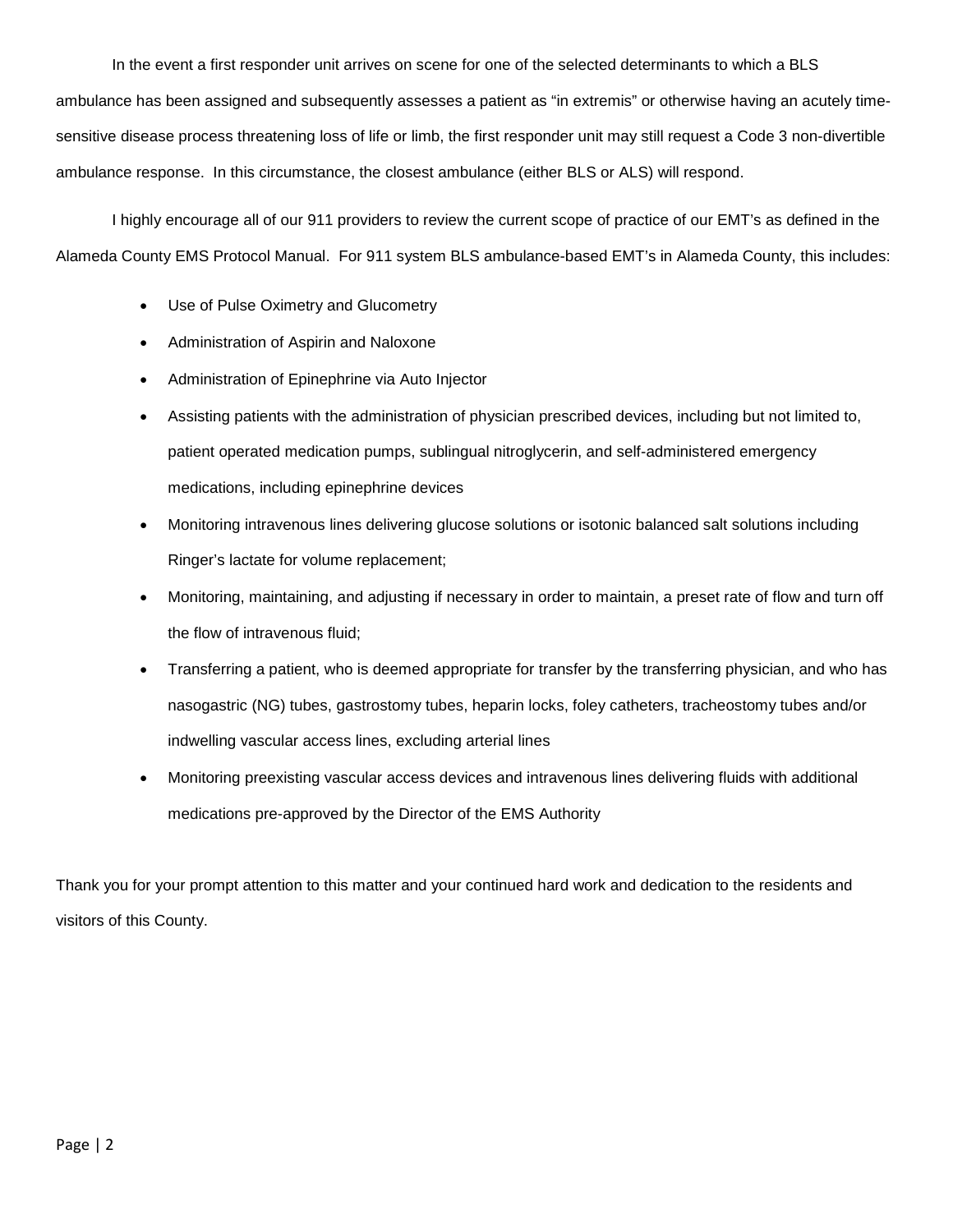In the event a first responder unit arrives on scene for one of the selected determinants to which a BLS ambulance has been assigned and subsequently assesses a patient as "in extremis" or otherwise having an acutely time-sensitive disease process threatening loss of life or limb, the first responder unit may still request a Code 3 non-divertible ambulance response. In this circumstance, the closest ambulance (either BLS or ALS) will respond.

I highly encourage all of our 911 providers to review the current scope of practice of our EMT's as defined in the Alameda County EMS Protocol Manual. For 911 system BLS ambulance-based EMT's in Alameda County, this includes:

- Use of Pulse Oximetry and Glucometry
- Administration of Aspirin and Naloxone
- Administration of Epinephrine via Auto Injector
- Assisting patients with the administration of physician prescribed devices, including but not limited to, patient operated medication pumps, sublingual nitroglycerin, and self-administered emergency medications, including epinephrine devices
- Monitoring intravenous lines delivering glucose solutions or isotonic balanced salt solutions including Ringer's lactate for volume replacement;
- Monitoring, maintaining, and adjusting if necessary in order to maintain, a preset rate of flow and turn off the flow of intravenous fluid;
- Transferring a patient, who is deemed appropriate for transfer by the transferring physician, and who has nasogastric (NG) tubes, gastrostomy tubes, heparin locks, foley catheters, tracheostomy tubes and/or indwelling vascular access lines, excluding arterial lines
- Monitoring preexisting vascular access devices and intravenous lines delivering fluids with additional medications pre-approved by the Director of the EMS Authority

Thank you for your prompt attention to this matter and your continued hard work and dedication to the residents and visitors of this County.